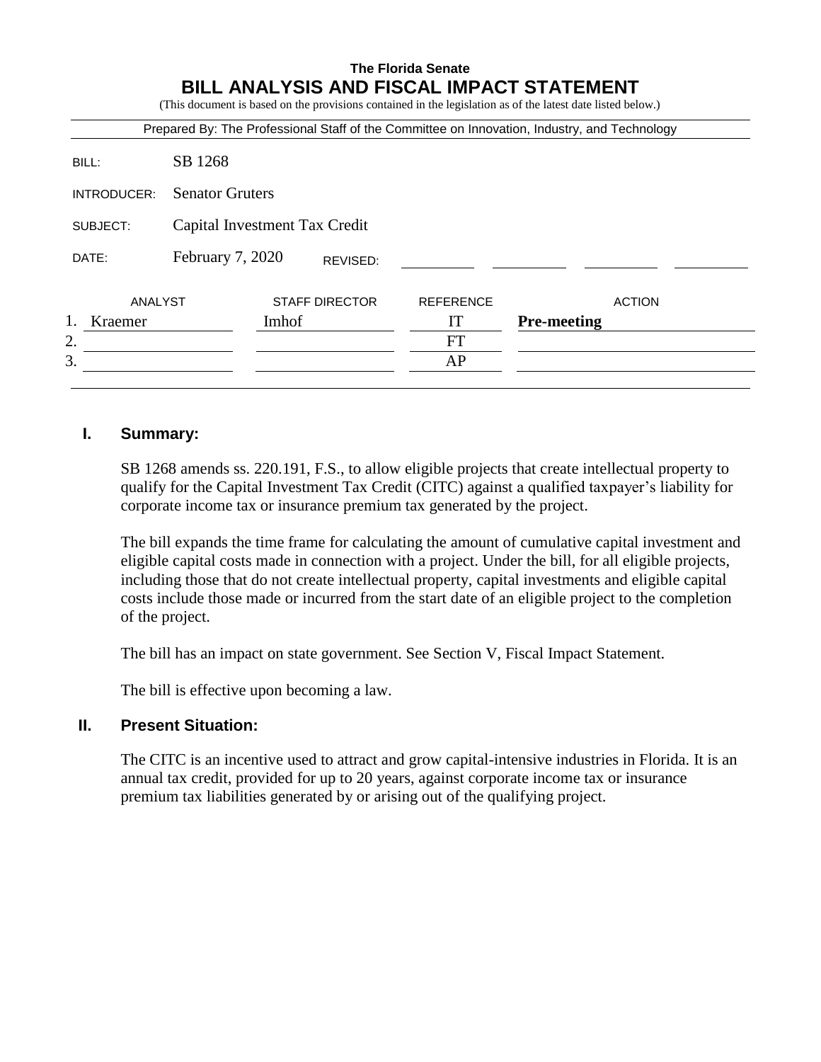**The Florida Senate**

# BILL ANALYSIS AND FISCAL IMPACT STATEMENT

(This document is based on the provisions contained in the legislation as of the latest date listed below.)

Prepared By: The Professional Staff of the Committee on Innovation, Industry, and Technology

| | |
|---|---|
| BILL: | SB 1268 |
| INTRODUCER: | Senator Gruters |
| SUBJECT: | Capital Investment Tax Credit |
| DATE: | February 7, 2020 REVISED: |

| | ANALYST | STAFF DIRECTOR | REFERENCE | ACTION |
|---|---|---|---|---|
| 1. | Kraemer | Imhof | IT | **Pre-meeting** |
| 2. | | | FT | |
| 3. | | | AP | |

## I. Summary:

SB 1268 amends ss. 220.191, F.S., to allow eligible projects that create intellectual property to qualify for the Capital Investment Tax Credit (CITC) against a qualified taxpayer's liability for corporate income tax or insurance premium tax generated by the project.

The bill expands the time frame for calculating the amount of cumulative capital investment and eligible capital costs made in connection with a project. Under the bill, for all eligible projects, including those that do not create intellectual property, capital investments and eligible capital costs include those made or incurred from the start date of an eligible project to the completion of the project.

The bill has an impact on state government. See Section V, Fiscal Impact Statement.

The bill is effective upon becoming a law.

## II. Present Situation:

The CITC is an incentive used to attract and grow capital-intensive industries in Florida. It is an annual tax credit, provided for up to 20 years, against corporate income tax or insurance premium tax liabilities generated by or arising out of the qualifying project.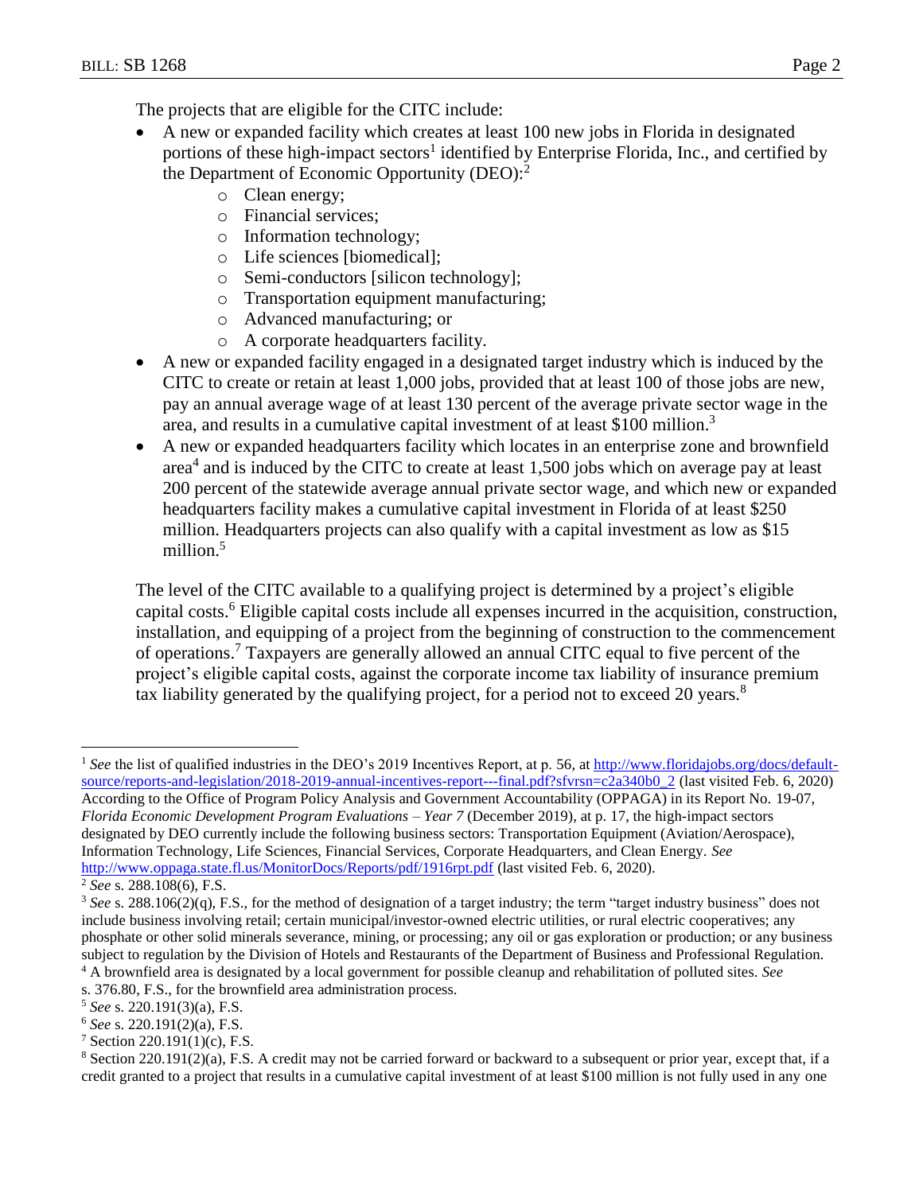The projects that are eligible for the CITC include:

- A new or expanded facility which creates at least 100 new jobs in Florida in designated portions of these high-impact sectors[1] identified by Enterprise Florida, Inc., and certified by the Department of Economic Opportunity (DEO):[2]
  - Clean energy;
  - Financial services;
  - Information technology;
  - Life sciences [biomedical];
  - Semi-conductors [silicon technology];
  - Transportation equipment manufacturing;
  - Advanced manufacturing; or
  - A corporate headquarters facility.
- A new or expanded facility engaged in a designated target industry which is induced by the CITC to create or retain at least 1,000 jobs, provided that at least 100 of those jobs are new, pay an annual average wage of at least 130 percent of the average private sector wage in the area, and results in a cumulative capital investment of at least $100 million.[3]
- A new or expanded headquarters facility which locates in an enterprise zone and brownfield area[4] and is induced by the CITC to create at least 1,500 jobs which on average pay at least 200 percent of the statewide average annual private sector wage, and which new or expanded headquarters facility makes a cumulative capital investment in Florida of at least $250 million. Headquarters projects can also qualify with a capital investment as low as $15 million.[5]

The level of the CITC available to a qualifying project is determined by a project's eligible capital costs.[6] Eligible capital costs include all expenses incurred in the acquisition, construction, installation, and equipping of a project from the beginning of construction to the commencement of operations.[7] Taxpayers are generally allowed an annual CITC equal to five percent of the project's eligible capital costs, against the corporate income tax liability of insurance premium tax liability generated by the qualifying project, for a period not to exceed 20 years.[8]

---

[1] *See* the list of qualified industries in the DEO's 2019 Incentives Report, at p. 56, at http://www.floridajobs.org/docs/default-source/reports-and-legislation/2018-2019-annual-incentives-report---final.pdf?sfvrsn=c2a340b0_2 (last visited Feb. 6, 2020) According to the Office of Program Policy Analysis and Government Accountability (OPPAGA) in its Report No. 19-07, *Florida Economic Development Program Evaluations – Year 7* (December 2019), at p. 17, the high-impact sectors designated by DEO currently include the following business sectors: Transportation Equipment (Aviation/Aerospace), Information Technology, Life Sciences, Financial Services, Corporate Headquarters, and Clean Energy. *See* http://www.oppaga.state.fl.us/MonitorDocs/Reports/pdf/1916rpt.pdf (last visited Feb. 6, 2020).

[2] *See* s. 288.108(6), F.S.

[3] *See* s. 288.106(2)(q), F.S., for the method of designation of a target industry; the term "target industry business" does not include business involving retail; certain municipal/investor-owned electric utilities, or rural electric cooperatives; any phosphate or other solid minerals severance, mining, or processing; any oil or gas exploration or production; or any business subject to regulation by the Division of Hotels and Restaurants of the Department of Business and Professional Regulation.

[4] A brownfield area is designated by a local government for possible cleanup and rehabilitation of polluted sites. *See* s. 376.80, F.S., for the brownfield area administration process.

[5] *See* s. 220.191(3)(a), F.S.

[6] *See* s. 220.191(2)(a), F.S.

[7] Section 220.191(1)(c), F.S.

[8] Section 220.191(2)(a), F.S. A credit may not be carried forward or backward to a subsequent or prior year, except that, if a credit granted to a project that results in a cumulative capital investment of at least $100 million is not fully used in any one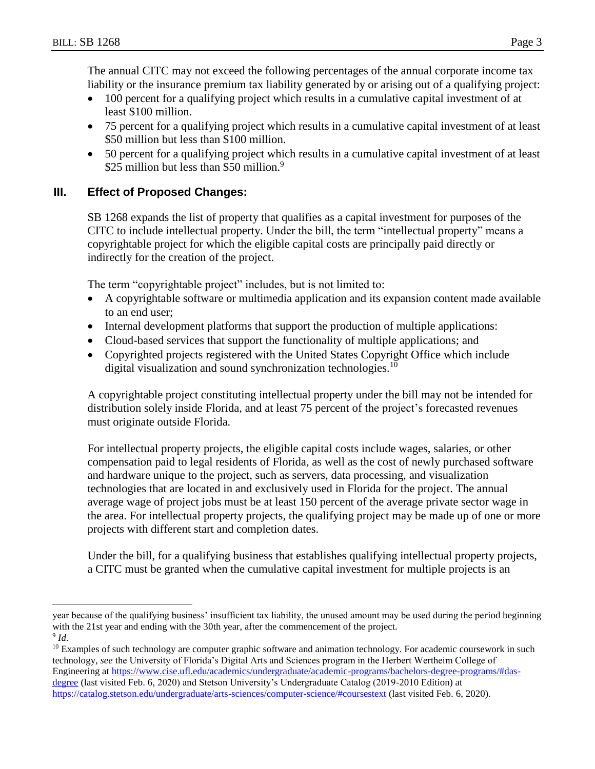The annual CITC may not exceed the following percentages of the annual corporate income tax liability or the insurance premium tax liability generated by or arising out of a qualifying project:

- 100 percent for a qualifying project which results in a cumulative capital investment of at least $100 million.
- 75 percent for a qualifying project which results in a cumulative capital investment of at least $50 million but less than $100 million.
- 50 percent for a qualifying project which results in a cumulative capital investment of at least $25 million but less than $50 million.[9]

## III. Effect of Proposed Changes:

SB 1268 expands the list of property that qualifies as a capital investment for purposes of the CITC to include intellectual property. Under the bill, the term "intellectual property" means a copyrightable project for which the eligible capital costs are principally paid directly or indirectly for the creation of the project.

The term "copyrightable project" includes, but is not limited to:

- A copyrightable software or multimedia application and its expansion content made available to an end user;
- Internal development platforms that support the production of multiple applications:
- Cloud-based services that support the functionality of multiple applications; and
- Copyrighted projects registered with the United States Copyright Office which include digital visualization and sound synchronization technologies.[10]

A copyrightable project constituting intellectual property under the bill may not be intended for distribution solely inside Florida, and at least 75 percent of the project's forecasted revenues must originate outside Florida.

For intellectual property projects, the eligible capital costs include wages, salaries, or other compensation paid to legal residents of Florida, as well as the cost of newly purchased software and hardware unique to the project, such as servers, data processing, and visualization technologies that are located in and exclusively used in Florida for the project. The annual average wage of project jobs must be at least 150 percent of the average private sector wage in the area. For intellectual property projects, the qualifying project may be made up of one or more projects with different start and completion dates.

Under the bill, for a qualifying business that establishes qualifying intellectual property projects, a CITC must be granted when the cumulative capital investment for multiple projects is an

---

year because of the qualifying business' insufficient tax liability, the unused amount may be used during the period beginning with the 21st year and ending with the 30th year, after the commencement of the project.

[9] *Id.*

[10] Examples of such technology are computer graphic software and animation technology. For academic coursework in such technology, *see* the University of Florida's Digital Arts and Sciences program in the Herbert Wertheim College of Engineering at https://www.cise.ufl.edu/academics/undergraduate/academic-programs/bachelors-degree-programs/#das-degree (last visited Feb. 6, 2020) and Stetson University's Undergraduate Catalog (2019-2010 Edition) at https://catalog.stetson.edu/undergraduate/arts-sciences/computer-science/#coursestext (last visited Feb. 6, 2020).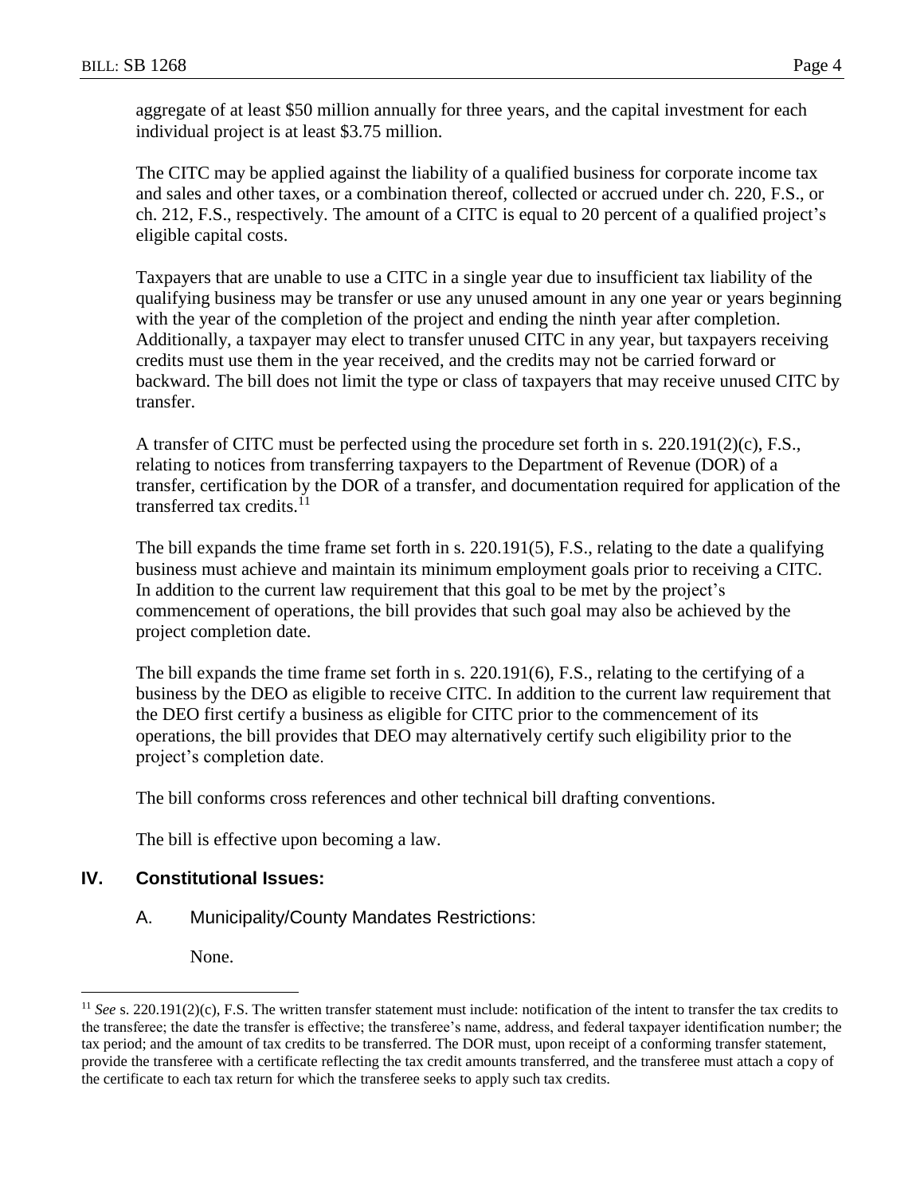aggregate of at least $50 million annually for three years, and the capital investment for each individual project is at least $3.75 million.

The CITC may be applied against the liability of a qualified business for corporate income tax and sales and other taxes, or a combination thereof, collected or accrued under ch. 220, F.S., or ch. 212, F.S., respectively. The amount of a CITC is equal to 20 percent of a qualified project's eligible capital costs.

Taxpayers that are unable to use a CITC in a single year due to insufficient tax liability of the qualifying business may be transfer or use any unused amount in any one year or years beginning with the year of the completion of the project and ending the ninth year after completion. Additionally, a taxpayer may elect to transfer unused CITC in any year, but taxpayers receiving credits must use them in the year received, and the credits may not be carried forward or backward. The bill does not limit the type or class of taxpayers that may receive unused CITC by transfer.

A transfer of CITC must be perfected using the procedure set forth in s. 220.191(2)(c), F.S., relating to notices from transferring taxpayers to the Department of Revenue (DOR) of a transfer, certification by the DOR of a transfer, and documentation required for application of the transferred tax credits.[11]

The bill expands the time frame set forth in s. 220.191(5), F.S., relating to the date a qualifying business must achieve and maintain its minimum employment goals prior to receiving a CITC. In addition to the current law requirement that this goal to be met by the project's commencement of operations, the bill provides that such goal may also be achieved by the project completion date.

The bill expands the time frame set forth in s. 220.191(6), F.S., relating to the certifying of a business by the DEO as eligible to receive CITC. In addition to the current law requirement that the DEO first certify a business as eligible for CITC prior to the commencement of its operations, the bill provides that DEO may alternatively certify such eligibility prior to the project's completion date.

The bill conforms cross references and other technical bill drafting conventions.

The bill is effective upon becoming a law.

## IV. Constitutional Issues:

### A. Municipality/County Mandates Restrictions:

None.

---

[11] *See* s. 220.191(2)(c), F.S. The written transfer statement must include: notification of the intent to transfer the tax credits to the transferee; the date the transfer is effective; the transferee's name, address, and federal taxpayer identification number; the tax period; and the amount of tax credits to be transferred. The DOR must, upon receipt of a conforming transfer statement, provide the transferee with a certificate reflecting the tax credit amounts transferred, and the transferee must attach a copy of the certificate to each tax return for which the transferee seeks to apply such tax credits.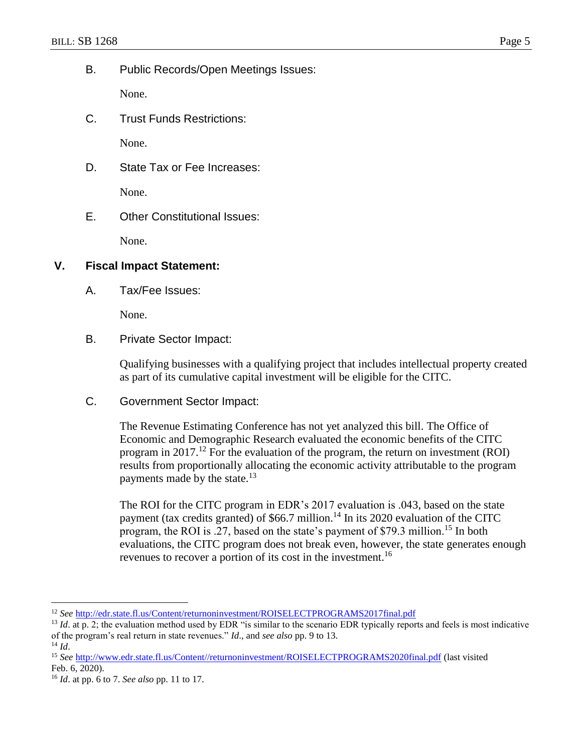B. Public Records/Open Meetings Issues:

None.

C. Trust Funds Restrictions:

None.

D. State Tax or Fee Increases:

None.

E. Other Constitutional Issues:

None.

## V. Fiscal Impact Statement:

A. Tax/Fee Issues:

None.

B. Private Sector Impact:

Qualifying businesses with a qualifying project that includes intellectual property created as part of its cumulative capital investment will be eligible for the CITC.

C. Government Sector Impact:

The Revenue Estimating Conference has not yet analyzed this bill. The Office of Economic and Demographic Research evaluated the economic benefits of the CITC program in 2017.[12] For the evaluation of the program, the return on investment (ROI) results from proportionally allocating the economic activity attributable to the program payments made by the state.[13]

The ROI for the CITC program in EDR's 2017 evaluation is .043, based on the state payment (tax credits granted) of $66.7 million.[14] In its 2020 evaluation of the CITC program, the ROI is .27, based on the state's payment of $79.3 million.[15] In both evaluations, the CITC program does not break even, however, the state generates enough revenues to recover a portion of its cost in the investment.[16]

---

[12] *See* http://edr.state.fl.us/Content/returnoninvestment/ROISELECTPROGRAMS2017final.pdf

[13] *Id*. at p. 2; the evaluation method used by EDR "is similar to the scenario EDR typically reports and feels is most indicative of the program's real return in state revenues." *Id*., and *see also* pp. 9 to 13.

[14] *Id*.

[15] *See* http://www.edr.state.fl.us/Content//returnoninvestment/ROISELECTPROGRAMS2020final.pdf (last visited Feb. 6, 2020).

[16] *Id*. at pp. 6 to 7. *See also* pp. 11 to 17.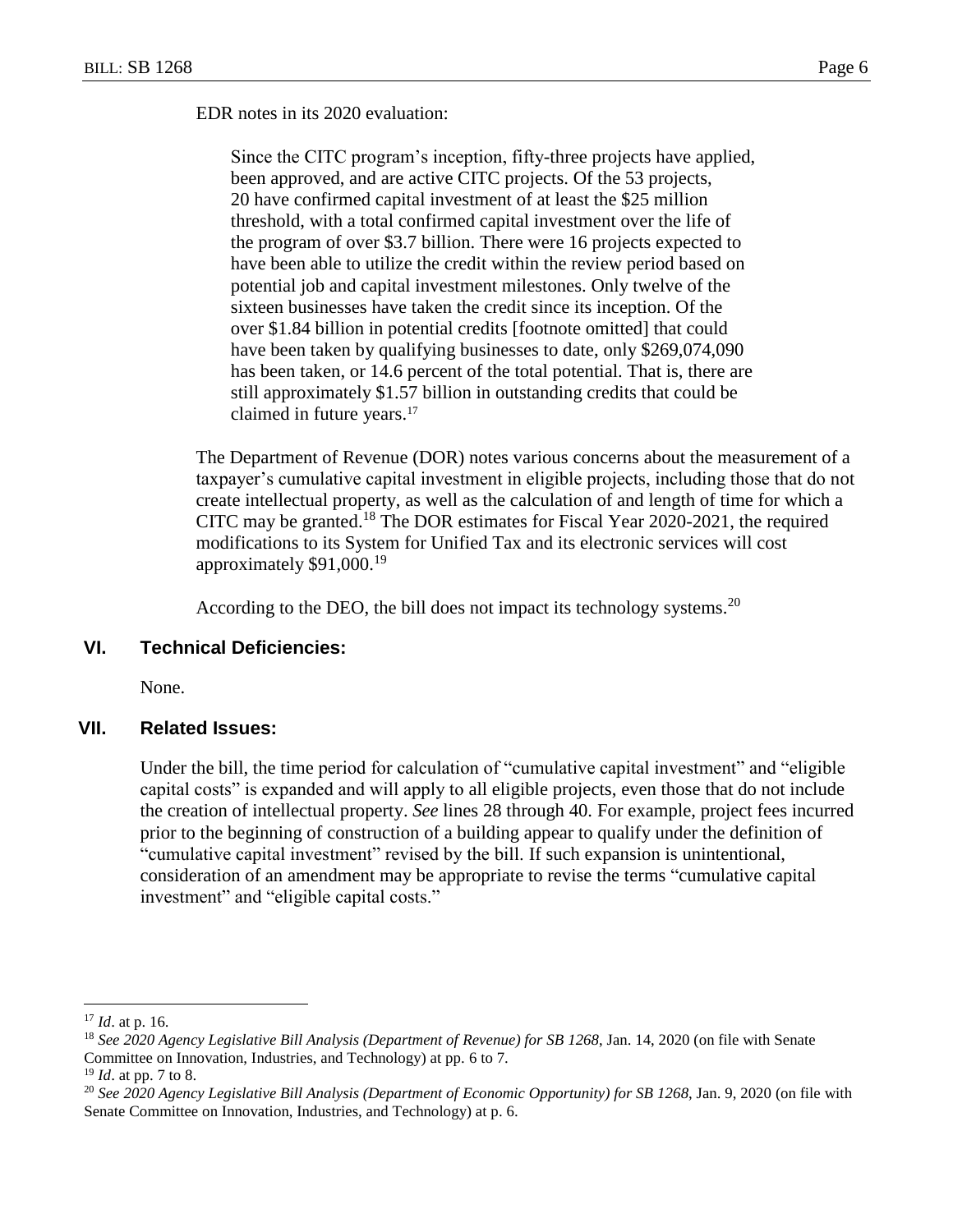EDR notes in its 2020 evaluation:

> Since the CITC program's inception, fifty-three projects have applied, been approved, and are active CITC projects. Of the 53 projects, 20 have confirmed capital investment of at least the $25 million threshold, with a total confirmed capital investment over the life of the program of over $3.7 billion. There were 16 projects expected to have been able to utilize the credit within the review period based on potential job and capital investment milestones. Only twelve of the sixteen businesses have taken the credit since its inception. Of the over $1.84 billion in potential credits [footnote omitted] that could have been taken by qualifying businesses to date, only $269,074,090 has been taken, or 14.6 percent of the total potential. That is, there are still approximately $1.57 billion in outstanding credits that could be claimed in future years.[17]

The Department of Revenue (DOR) notes various concerns about the measurement of a taxpayer's cumulative capital investment in eligible projects, including those that do not create intellectual property, as well as the calculation of and length of time for which a CITC may be granted.[18] The DOR estimates for Fiscal Year 2020-2021, the required modifications to its System for Unified Tax and its electronic services will cost approximately $91,000.[19]

According to the DEO, the bill does not impact its technology systems.[20]

## VI. Technical Deficiencies:

None.

## VII. Related Issues:

Under the bill, the time period for calculation of "cumulative capital investment" and "eligible capital costs" is expanded and will apply to all eligible projects, even those that do not include the creation of intellectual property. *See* lines 28 through 40. For example, project fees incurred prior to the beginning of construction of a building appear to qualify under the definition of "cumulative capital investment" revised by the bill. If such expansion is unintentional, consideration of an amendment may be appropriate to revise the terms "cumulative capital investment" and "eligible capital costs."

---

[17] *Id*. at p. 16.

[18] *See 2020 Agency Legislative Bill Analysis (Department of Revenue) for SB 1268*, Jan. 14, 2020 (on file with Senate Committee on Innovation, Industries, and Technology) at pp. 6 to 7.

[19] *Id*. at pp. 7 to 8.

[20] *See 2020 Agency Legislative Bill Analysis (Department of Economic Opportunity) for SB 1268*, Jan. 9, 2020 (on file with Senate Committee on Innovation, Industries, and Technology) at p. 6.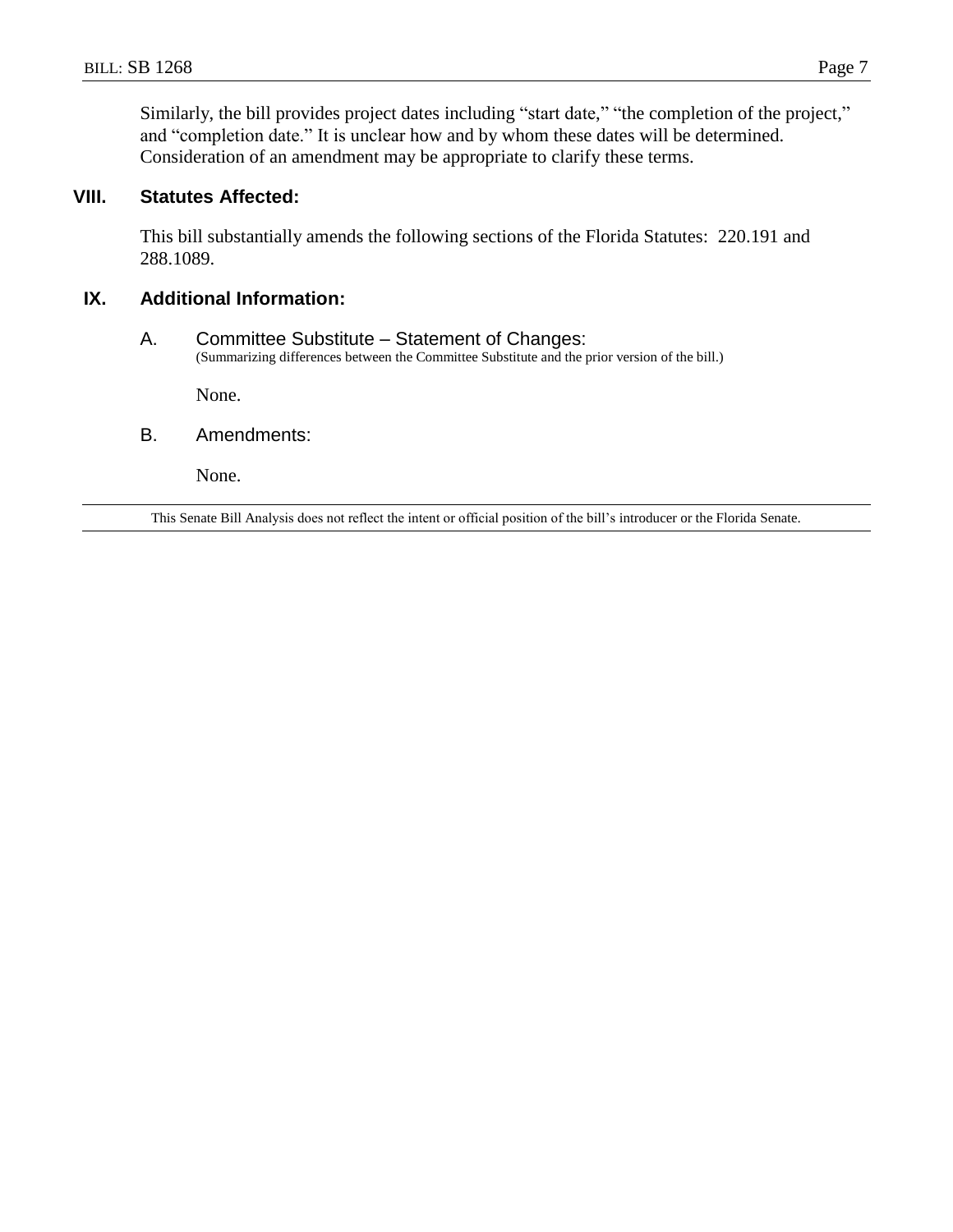Similarly, the bill provides project dates including "start date," "the completion of the project," and "completion date." It is unclear how and by whom these dates will be determined. Consideration of an amendment may be appropriate to clarify these terms.

## VIII. Statutes Affected:

This bill substantially amends the following sections of the Florida Statutes: 220.191 and 288.1089.

## IX. Additional Information:

### A. Committee Substitute – Statement of Changes:

(Summarizing differences between the Committee Substitute and the prior version of the bill.)

None.

### B. Amendments:

None.

This Senate Bill Analysis does not reflect the intent or official position of the bill's introducer or the Florida Senate.